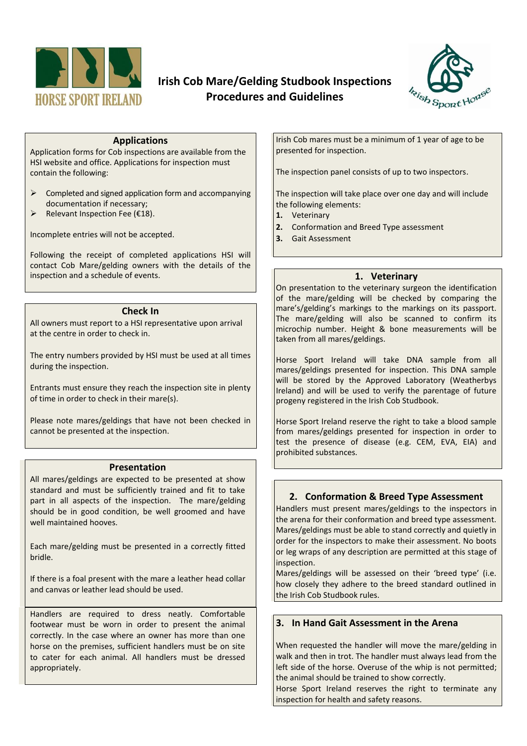# Irish Cob Mare/Gelding Studbook Inspections Procedures and Guidelines

## Applications

Application forms for Cob inspections are available from the HSI website and office. Applications for inspection must contain the following:

- Completed and signed application form and accompanying documentation if necessary;
- Relevant Inspection Fee (€18).

Incomplete entries will not be accepted.

Following the receipt of completed applications HSI will contact Cob Mare/gelding owners with the details of the inspection and a schedule of events.

## Check In

All owners must report to a HSI representative upon arrival at the centre in order to check in.

The entry numbers provided by HSI must be used at all times during the inspection.

Entrants must ensure they reach the inspection site in plenty of time in order to check in their mare(s).

Please note mares/geldings that have not been checked in cannot be presented at the inspection.

## Presentation

All mares/geldings are expected to be presented at show standard and must be sufficiently trained and fit to take part in all aspects of the inspection. The mare/gelding should be in good condition, be well groomed and have well maintained hooves.

Each mare/gelding must be presented in a correctly fitted bridle.

If there is a foal present with the mare a leather head collar and canvas or leather lead should be used.

Handlers are required to dress neatly. Comfortable footwear must be worn in order to present the animal correctly. In the case where an owner has more than one horse on the premises, sufficient handlers must be on site to cater for each animal. All handlers must be dressed appropriately.

Irish Cob mares must be a minimum of 1 year of age to be presented for inspection.

The inspection panel consists of up to two inspectors.

The inspection will take place over one day and will include the following elements:

1. Veterinary
2. Conformation and Breed Type assessment
3. Gait Assessment

## 1. Veterinary

On presentation to the veterinary surgeon the identification of the mare/gelding will be checked by comparing the mare's/gelding's markings to the markings on its passport. The mare/gelding will also be scanned to confirm its microchip number. Height & bone measurements will be taken from all mares/geldings.

Horse Sport Ireland will take DNA sample from all mares/geldings presented for inspection. This DNA sample will be stored by the Approved Laboratory (Weatherbys Ireland) and will be used to verify the parentage of future progeny registered in the Irish Cob Studbook.

Horse Sport Ireland reserve the right to take a blood sample from mares/geldings presented for inspection in order to test the presence of disease (e.g. CEM, EVA, EIA) and prohibited substances.

## 2. Conformation & Breed Type Assessment

Handlers must present mares/geldings to the inspectors in the arena for their conformation and breed type assessment. Mares/geldings must be able to stand correctly and quietly in order for the inspectors to make their assessment. No boots or leg wraps of any description are permitted at this stage of inspection.

Mares/geldings will be assessed on their 'breed type' (i.e. how closely they adhere to the breed standard outlined in the Irish Cob Studbook rules.

## 3. In Hand Gait Assessment in the Arena

When requested the handler will move the mare/gelding in walk and then in trot. The handler must always lead from the left side of the horse. Overuse of the whip is not permitted; the animal should be trained to show correctly.

Horse Sport Ireland reserves the right to terminate any inspection for health and safety reasons.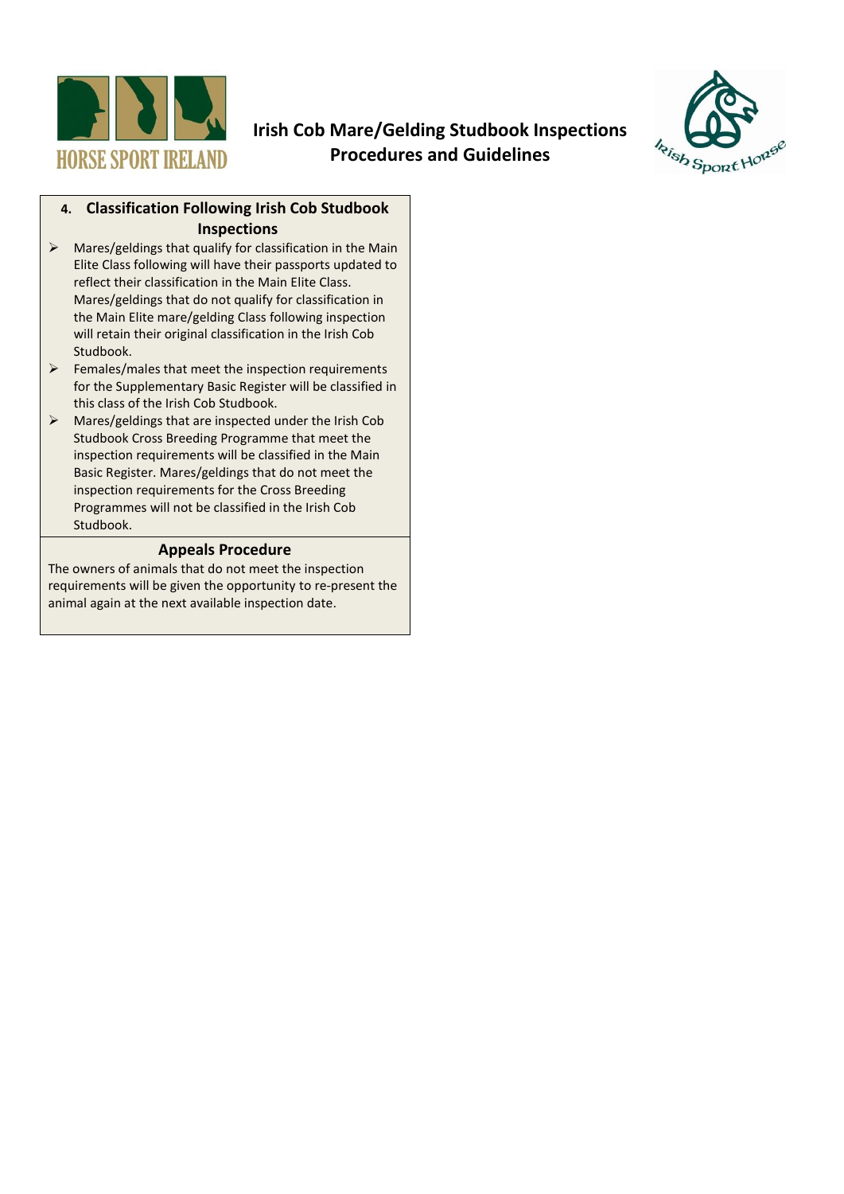## 4. Classification Following Irish Cob Studbook Inspections

- Mares/geldings that qualify for classification in the Main Elite Class following will have their passports updated to reflect their classification in the Main Elite Class. Mares/geldings that do not qualify for classification in the Main Elite mare/gelding Class following inspection will retain their original classification in the Irish Cob Studbook.
- Females/males that meet the inspection requirements for the Supplementary Basic Register will be classified in this class of the Irish Cob Studbook.
- Mares/geldings that are inspected under the Irish Cob Studbook Cross Breeding Programme that meet the inspection requirements will be classified in the Main Basic Register. Mares/geldings that do not meet the inspection requirements for the Cross Breeding Programmes will not be classified in the Irish Cob Studbook.

## Appeals Procedure

The owners of animals that do not meet the inspection requirements will be given the opportunity to re-present the animal again at the next available inspection date.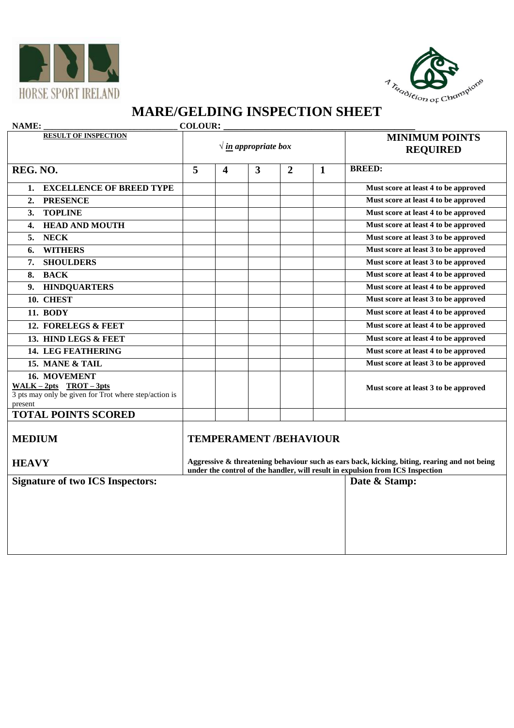HORSE SPORT IRELAND

A Tradition of Champions

# MARE/GELDING INSPECTION SHEET

**NAME:** ______________________________ **COLOUR:** ____________________________________________

| **RESULT OF INSPECTION** | √ *in appropriate box* | | | | | **MINIMUM POINTS REQUIRED** |
|---|---|---|---|---|---|---|
| **REG. NO.** | **5** | **4** | **3** | **2** | **1** | **BREED:** |
| **1. EXCELLENCE OF BREED TYPE** | | | | | | **Must score at least 4 to be approved** |
| **2. PRESENCE** | | | | | | **Must score at least 4 to be approved** |
| **3. TOPLINE** | | | | | | **Must score at least 4 to be approved** |
| **4. HEAD AND MOUTH** | | | | | | **Must score at least 4 to be approved** |
| **5. NECK** | | | | | | **Must score at least 3 to be approved** |
| **6. WITHERS** | | | | | | **Must score at least 3 to be approved** |
| **7. SHOULDERS** | | | | | | **Must score at least 3 to be approved** |
| **8. BACK** | | | | | | **Must score at least 4 to be approved** |
| **9. HINDQUARTERS** | | | | | | **Must score at least 4 to be approved** |
| **10. CHEST** | | | | | | **Must score at least 3 to be approved** |
| **11. BODY** | | | | | | **Must score at least 4 to be approved** |
| **12. FORELEGS & FEET** | | | | | | **Must score at least 4 to be approved** |
| **13. HIND LEGS & FEET** | | | | | | **Must score at least 4 to be approved** |
| **14. LEG FEATHERING** | | | | | | **Must score at least 4 to be approved** |
| **15. MANE & TAIL** | | | | | | **Must score at least 3 to be approved** |
| **16. MOVEMENT** **WALK – 2pts TROT – 3pts** 3 pts may only be given for Trot where step/action is present | | | | | | **Must score at least 3 to be approved** |
| **TOTAL POINTS SCORED** | | | | | | |

**MEDIUM**

**HEAVY**

**TEMPERAMENT /BEHAVIOUR**

**Aggressive & threatening behaviour such as ears back, kicking, biting, rearing and not being under the control of the handler, will result in expulsion from ICS Inspection**

**Signature of two ICS Inspectors:**

**Date & Stamp:**